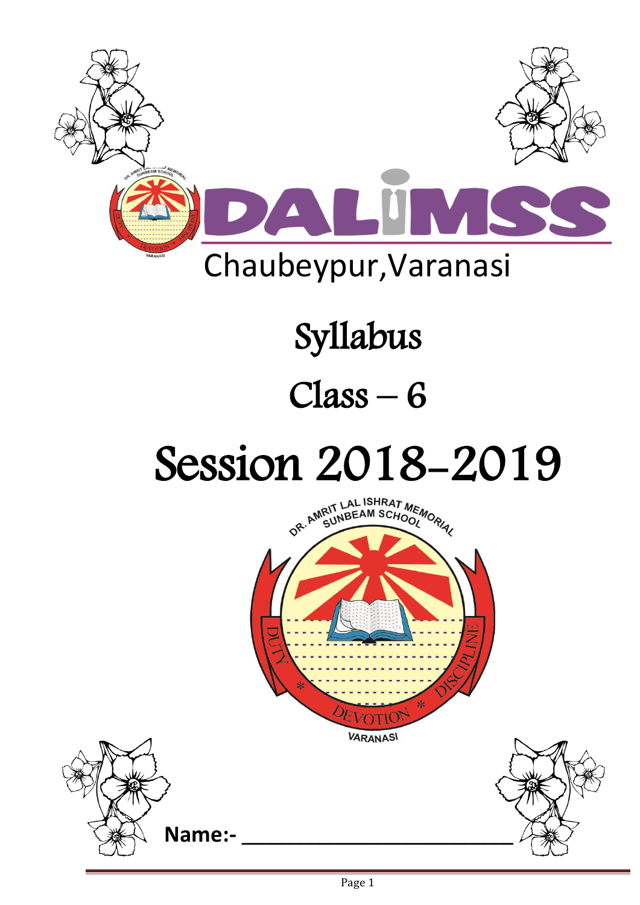# DALIMSS

Chaubeypur,Varanasi

# Syllabus

## Class – 6

# Session 2018-2019

DR. AMRIT LAL ISHRAT MEMORIAL SUNBEAM SCHOOL

DUTY * DEVOTION * DISCIPLINE

VARANASI

**Name:-** ___________________________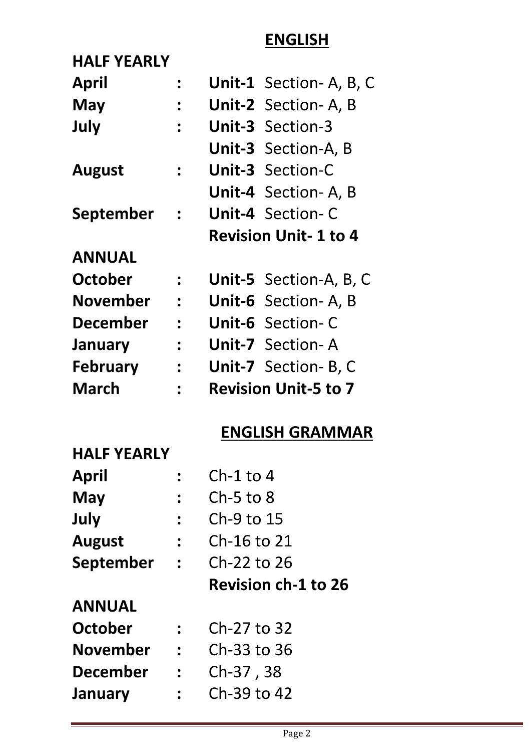## ENGLISH

**HALF YEARLY**

| | | |
|---|---|---|
| **April** | **:** | **Unit-1** Section- A, B, C |
| **May** | **:** | **Unit-2** Section- A, B |
| **July** | **:** | **Unit-3** Section-3 |
| | | **Unit-3** Section-A, B |
| **August** | **:** | **Unit-3** Section-C |
| | | **Unit-4** Section- A, B |
| **September** | **:** | **Unit-4** Section- C |
| | | **Revision Unit- 1 to 4** |

**ANNUAL**

| | | |
|---|---|---|
| **October** | **:** | **Unit-5** Section-A, B, C |
| **November** | **:** | **Unit-6** Section- A, B |
| **December** | **:** | **Unit-6** Section- C |
| **January** | **:** | **Unit-7** Section- A |
| **February** | **:** | **Unit-7** Section- B, C |
| **March** | **:** | **Revision Unit-5 to 7** |

## ENGLISH GRAMMAR

**HALF YEARLY**

| | | |
|---|---|---|
| **April** | **:** | Ch-1 to 4 |
| **May** | **:** | Ch-5 to 8 |
| **July** | **:** | Ch-9 to 15 |
| **August** | **:** | Ch-16 to 21 |
| **September** | **:** | Ch-22 to 26 |
| | | **Revision ch-1 to 26** |

**ANNUAL**

| | | |
|---|---|---|
| **October** | **:** | Ch-27 to 32 |
| **November** | **:** | Ch-33 to 36 |
| **December** | **:** | Ch-37 , 38 |
| **January** | **:** | Ch-39 to 42 |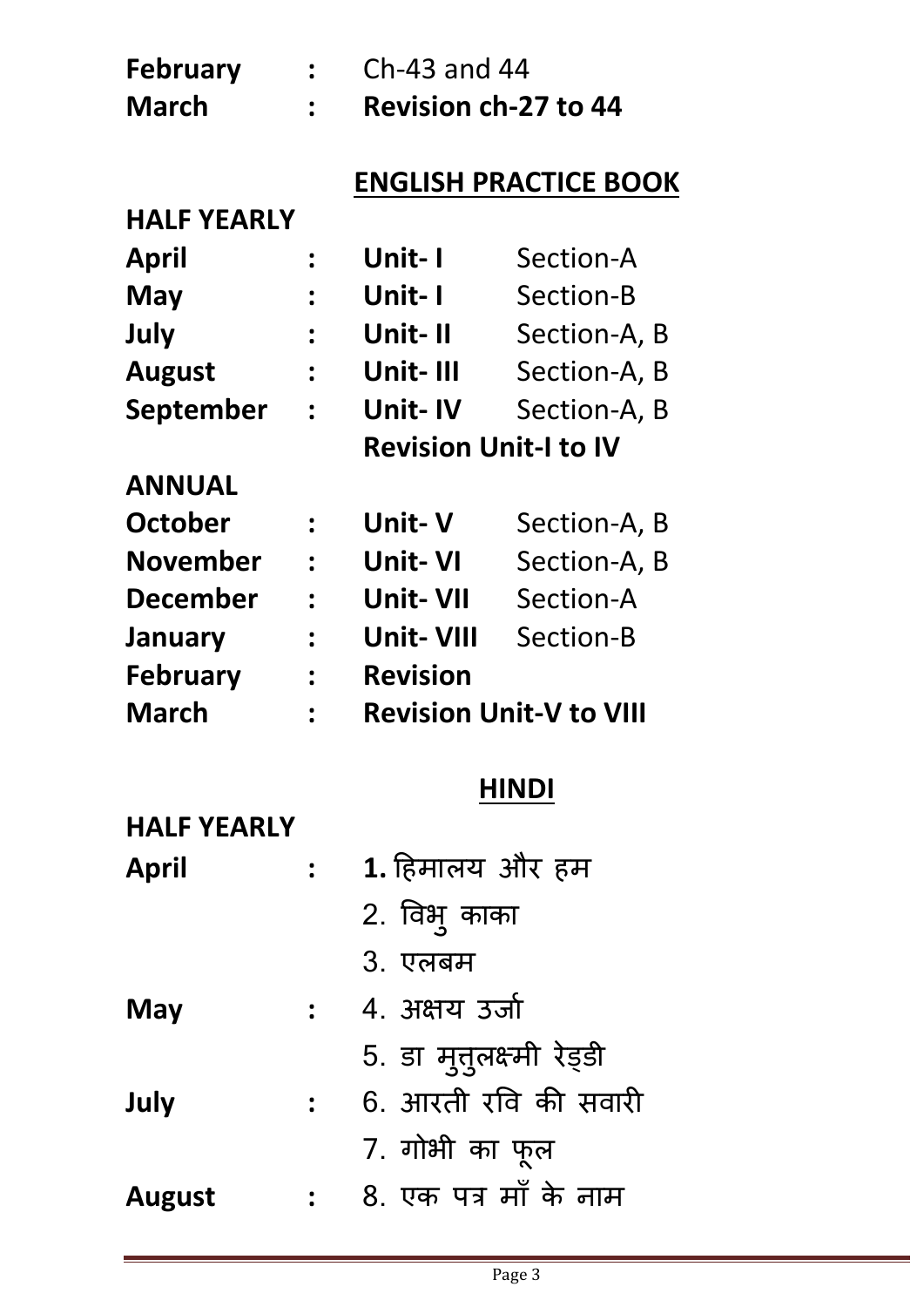| | | |
|---|---|---|
| **February** | **:** | Ch-43 and 44 |
| **March** | **:** | **Revision ch-27 to 44** |

## ENGLISH PRACTICE BOOK

**HALF YEARLY**

| | | | |
|---|---|---|---|
| **April** | **:** | **Unit- I** | Section-A |
| **May** | **:** | **Unit- I** | Section-B |
| **July** | **:** | **Unit- II** | Section-A, B |
| **August** | **:** | **Unit- III** | Section-A, B |
| **September** | **:** | **Unit- IV** | Section-A, B |
| | | **Revision Unit-I to IV** | |

**ANNUAL**

| | | | |
|---|---|---|---|
| **October** | **:** | **Unit- V** | Section-A, B |
| **November** | **:** | **Unit- VI** | Section-A, B |
| **December** | **:** | **Unit- VII** | Section-A |
| **January** | **:** | **Unit- VIII** | Section-B |
| **February** | **:** | **Revision** | |
| **March** | **:** | **Revision Unit-V to VIII** | |

## HINDI

**HALF YEARLY**

| | | |
|---|---|---|
| **April** | **:** | **1.** हिमालय और हम |
| | | 2. विभु काका |
| | | 3. एलबम |
| **May** | **:** | 4. अक्षय उर्जा |
| | | 5. डा मुत्तुलक्ष्मी रेड्डी |
| **July** | **:** | 6. आरती रवि की सवारी |
| | | 7. गोभी का फूल |
| **August** | **:** | 8. एक पत्र माँ के नाम |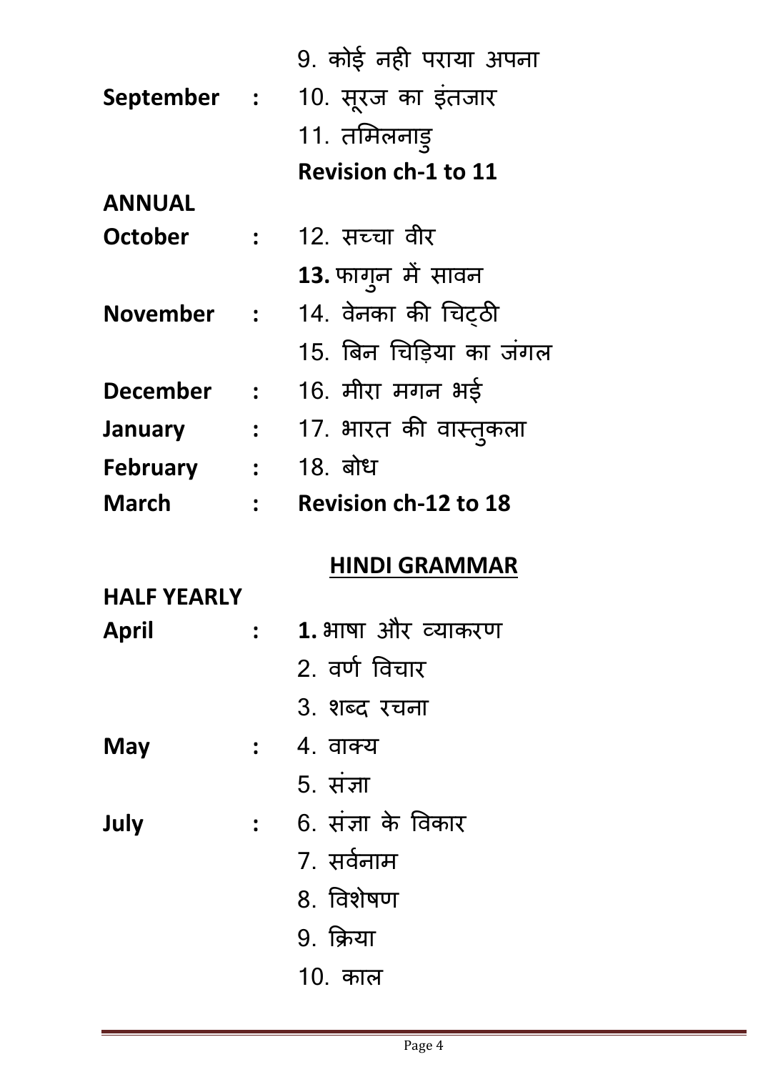| | | |
|---|---|---|
| | | 9. कोई नही पराया अपना |
| **September** | **:** | 10. सूरज का इंतजार |
| | | 11. तमिलनाडु |
| | | **Revision ch-1 to 11** |
| **ANNUAL** | | |
| **October** | **:** | 12. सच्चा वीर |
| | | **13.** फागुन में सावन |
| **November** | **:** | 14. वेनका की चिट्ठी |
| | | 15. बिन चिड़िया का जंगल |
| **December** | **:** | 16. मीरा मगन भई |
| **January** | **:** | 17. भारत की वास्तुकला |
| **February** | **:** | 18. बोध |
| **March** | **:** | **Revision ch-12 to 18** |

## HINDI GRAMMAR

| | | |
|---|---|---|
| **HALF YEARLY** | | |
| **April** | **:** | **1.** भाषा और व्याकरण |
| | | 2. वर्ण विचार |
| | | 3. शब्द रचना |
| **May** | **:** | 4. वाक्य |
| | | 5. संज्ञा |
| **July** | **:** | 6. संज्ञा के विकार |
| | | 7. सर्वनाम |
| | | 8. विशेषण |
| | | 9. क्रिया |
| | | 10. काल |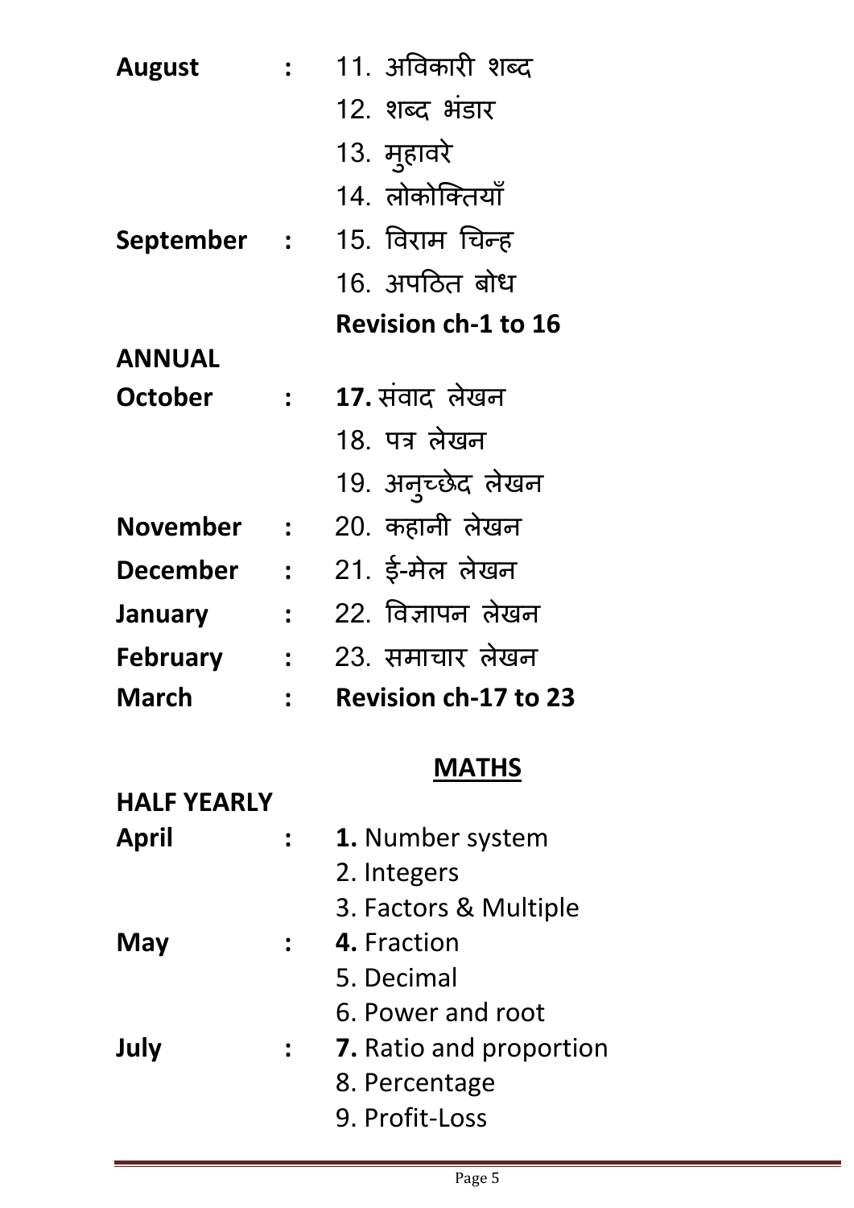**August** : 11. अविकारी शब्द
12. शब्द भंडार
13. मुहावरे
14. लोकोक्तियाँ

**September** : 15. विराम चिन्ह
16. अपठित बोध
**Revision ch-1 to 16**

**ANNUAL**

**October** : **17.** संवाद लेखन
18. पत्र लेखन
19. अनुच्छेद लेखन

**November** : 20. कहानी लेखन

**December** : 21. ई-मेल लेखन

**January** : 22. विज्ञापन लेखन

**February** : 23. समाचार लेखन

**March** : **Revision ch-17 to 23**

## MATHS

**HALF YEARLY**

**April** : **1.** Number system
2. Integers
3. Factors & Multiple

**May** : **4.** Fraction
5. Decimal
6. Power and root

**July** : **7.** Ratio and proportion
8. Percentage
9. Profit-Loss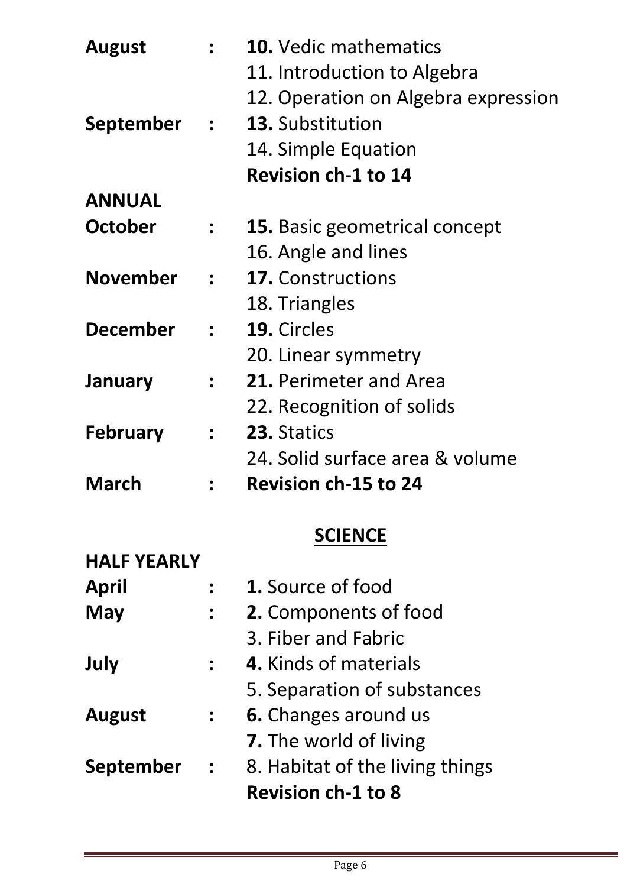| | | |
|---|---|---|
| **August** | : | **10.** Vedic mathematics |
| | | 11. Introduction to Algebra |
| | | 12. Operation on Algebra expression |
| **September** | : | **13.** Substitution |
| | | 14. Simple Equation |
| | | **Revision ch-1 to 14** |
| **ANNUAL** | | |
| **October** | : | **15.** Basic geometrical concept |
| | | 16. Angle and lines |
| **November** | : | **17.** Constructions |
| | | 18. Triangles |
| **December** | : | **19.** Circles |
| | | 20. Linear symmetry |
| **January** | : | **21.** Perimeter and Area |
| | | 22. Recognition of solids |
| **February** | : | **23.** Statics |
| | | 24. Solid surface area & volume |
| **March** | : | **Revision ch-15 to 24** |

## SCIENCE

| | | |
|---|---|---|
| **HALF YEARLY** | | |
| **April** | : | **1.** Source of food |
| **May** | : | **2.** Components of food |
| | | 3. Fiber and Fabric |
| **July** | : | **4.** Kinds of materials |
| | | 5. Separation of substances |
| **August** | : | **6.** Changes around us |
| | | **7.** The world of living |
| **September** | : | 8. Habitat of the living things |
| | | **Revision ch-1 to 8** |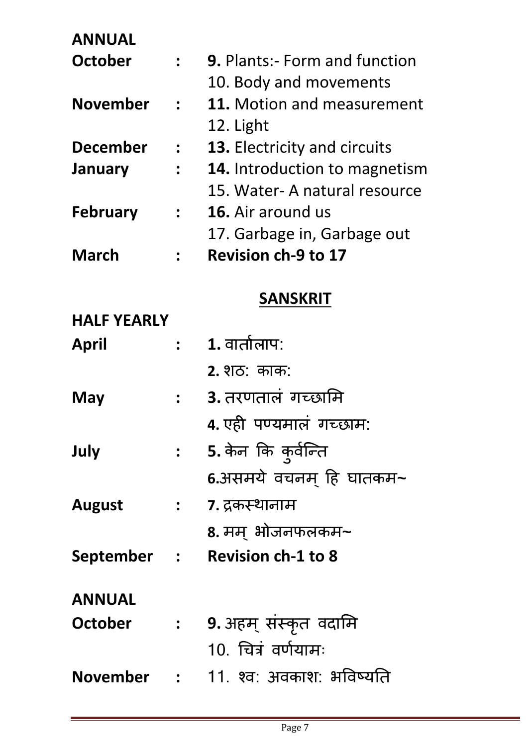**ANNUAL**

| | | |
|---|---|---|
| **October** | **:** | **9.** Plants:- Form and function |
| | | 10. Body and movements |
| **November** | **:** | **11.** Motion and measurement |
| | | 12. Light |
| **December** | **:** | **13.** Electricity and circuits |
| **January** | **:** | **14.** Introduction to magnetism |
| | | 15. Water- A natural resource |
| **February** | **:** | **16.** Air around us |
| | | 17. Garbage in, Garbage out |
| **March** | **:** | **Revision ch-9 to 17** |

## SANSKRIT

**HALF YEARLY**

| | | |
|---|---|---|
| **April** | **:** | **1.** वार्तालाप: |
| | | **2.** शठ: काक: |
| **May** | **:** | **3.** तरणतालं गच्छामि |
| | | **4.** एही पण्यमालं गच्छाम: |
| **July** | **:** | **5.** केन कि कुर्वन्ति |
| | | **6.**असमये वचनम् हि घातकम~ |
| **August** | **:** | **7.** द्रकस्थानाम |
| | | **8.** मम् भोजनफलकम~ |
| **September** | **:** | **Revision ch-1 to 8** |

**ANNUAL**

| | | |
|---|---|---|
| **October** | **:** | **9.** अहम् संस्कृत वदामि |
| | | 10. चित्रं वर्णयामः |
| **November** | **:** | 11. श्व: अवकाश: भविष्यति |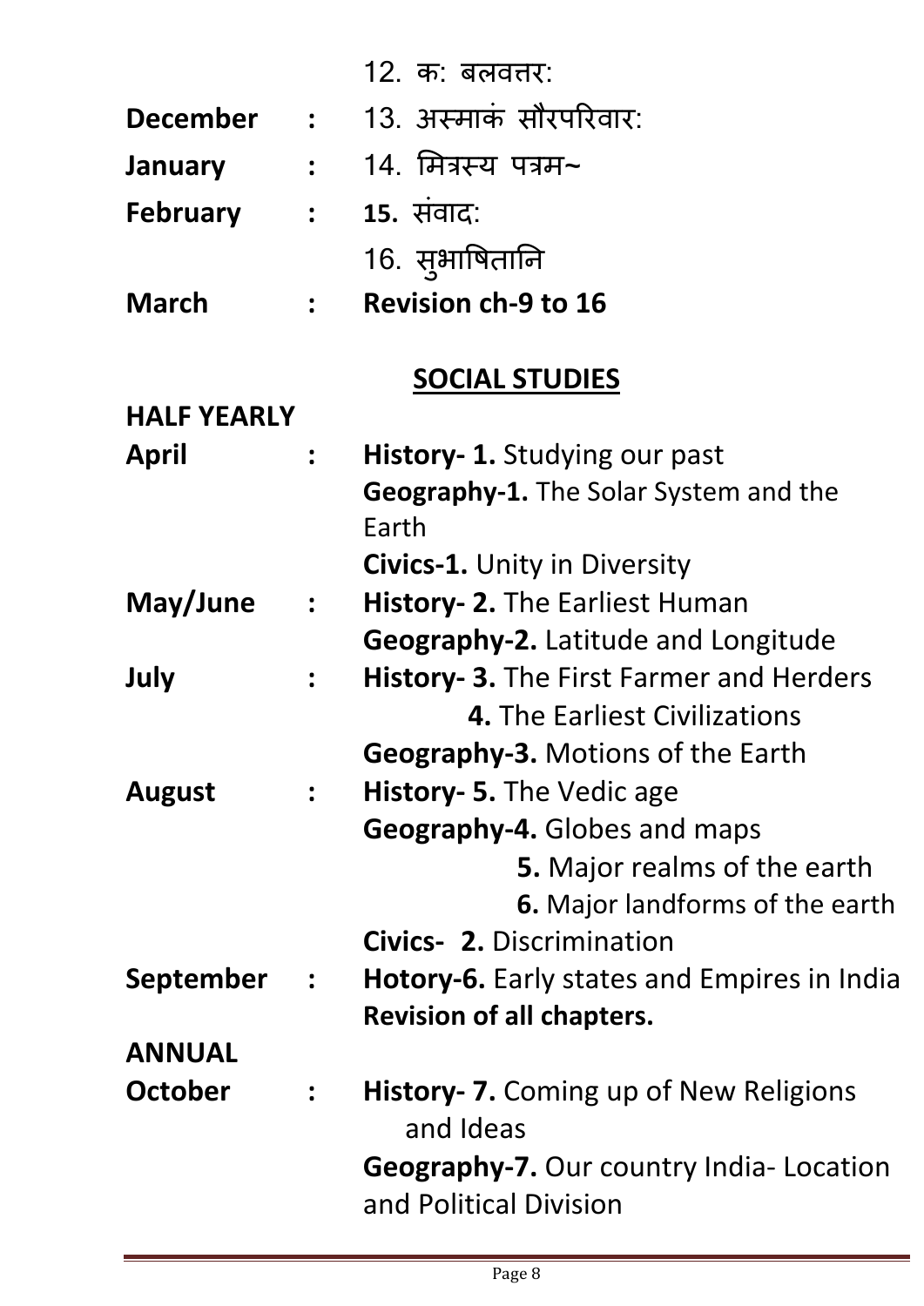| | | |
|---|---|---|
| | | 12. कः बलवत्तरः |
| **December** | **:** | 13. अस्माकं सौरपरिवारः |
| **January** | **:** | 14. मित्रस्य पत्रम~ |
| **February** | **:** | **15.** संवादः |
| | | 16. सुभाषितानि |
| **March** | **:** | **Revision ch-9 to 16** |

## SOCIAL STUDIES

**HALF YEARLY**

| | | |
|---|---|---|
| **April** | **:** | **History- 1.** Studying our past |
| | | **Geography-1.** The Solar System and the Earth |
| | | **Civics-1.** Unity in Diversity |
| **May/June** | **:** | **History- 2.** The Earliest Human |
| | | **Geography-2.** Latitude and Longitude |
| **July** | **:** | **History- 3.** The First Farmer and Herders |
| | | **4.** The Earliest Civilizations |
| | | **Geography-3.** Motions of the Earth |
| **August** | **:** | **History- 5.** The Vedic age |
| | | **Geography-4.** Globes and maps |
| | | **5.** Major realms of the earth |
| | | **6.** Major landforms of the earth |
| | | **Civics- 2.** Discrimination |
| **September** | **:** | **Hotory-6.** Early states and Empires in India |
| | | **Revision of all chapters.** |

**ANNUAL**

| | | |
|---|---|---|
| **October** | **:** | **History- 7.** Coming up of New Religions and Ideas |
| | | **Geography-7.** Our country India- Location and Political Division |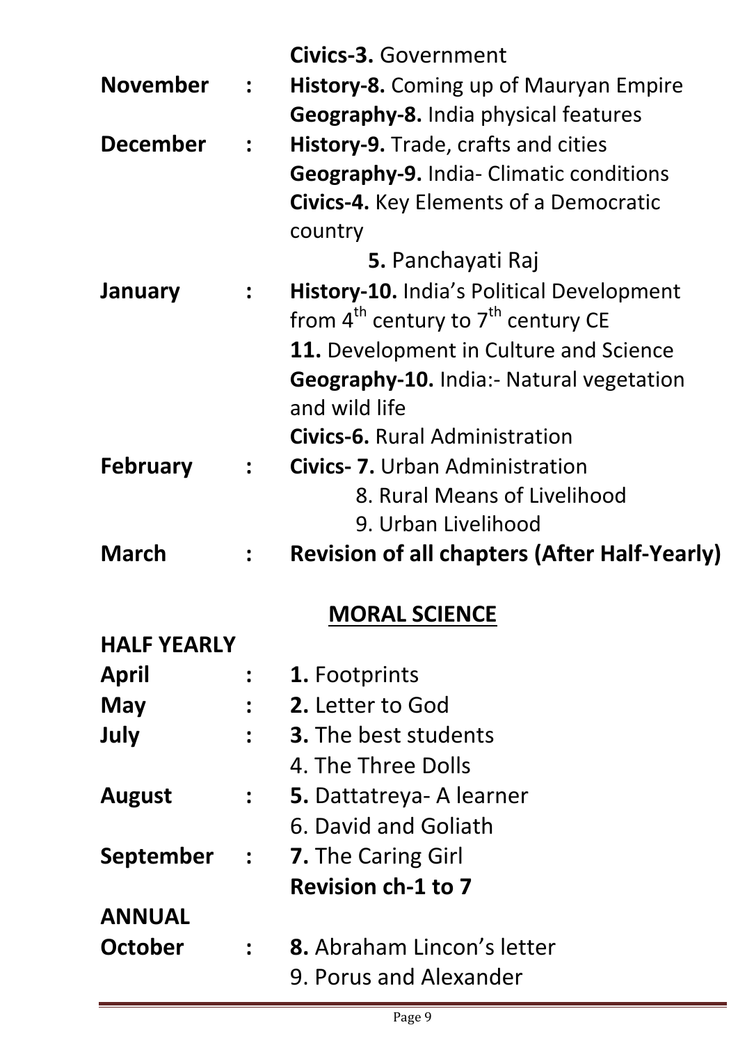| | | |
|---|---|---|
| | | **Civics-3.** Government |
| **November** | **:** | **History-8.** Coming up of Mauryan Empire |
| | | **Geography-8.** India physical features |
| **December** | **:** | **History-9.** Trade, crafts and cities |
| | | **Geography-9.** India- Climatic conditions |
| | | **Civics-4.** Key Elements of a Democratic country |
| | | **5.** Panchayati Raj |
| **January** | **:** | **History-10.** India's Political Development from 4th century to 7th century CE |
| | | **11.** Development in Culture and Science |
| | | **Geography-10.** India:- Natural vegetation and wild life |
| | | **Civics-6.** Rural Administration |
| **February** | **:** | **Civics- 7.** Urban Administration |
| | | 8. Rural Means of Livelihood |
| | | 9. Urban Livelihood |
| **March** | **:** | **Revision of all chapters (After Half-Yearly)** |

## MORAL SCIENCE

**HALF YEARLY**

| | | |
|---|---|---|
| **April** | **:** | **1.** Footprints |
| **May** | **:** | **2.** Letter to God |
| **July** | **:** | **3.** The best students |
| | | 4. The Three Dolls |
| **August** | **:** | **5.** Dattatreya- A learner |
| | | 6. David and Goliath |
| **September** | **:** | **7.** The Caring Girl |
| | | **Revision ch-1 to 7** |

**ANNUAL**

| | | |
|---|---|---|
| **October** | **:** | **8.** Abraham Lincon's letter |
| | | 9. Porus and Alexander |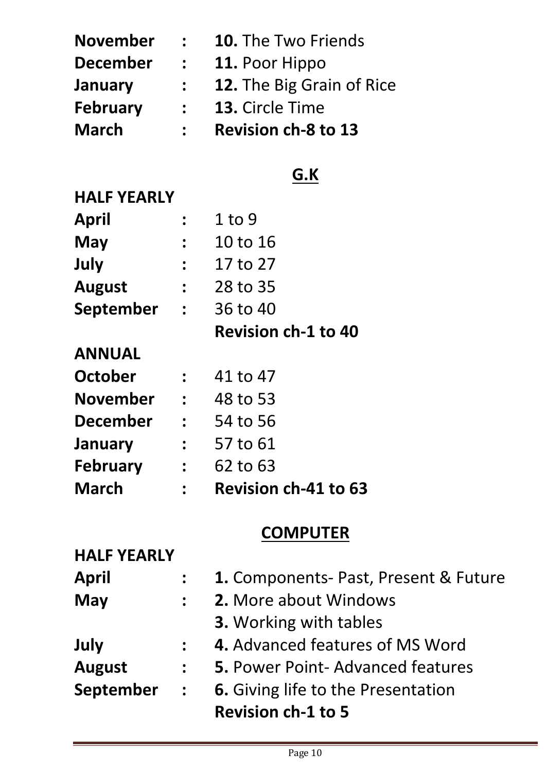| | | |
|---|---|---|
| **November** | **:** | **10.** The Two Friends |
| **December** | **:** | **11.** Poor Hippo |
| **January** | **:** | **12.** The Big Grain of Rice |
| **February** | **:** | **13.** Circle Time |
| **March** | **:** | **Revision ch-8 to 13** |

## G.K

**HALF YEARLY**

| | | |
|---|---|---|
| **April** | **:** | 1 to 9 |
| **May** | **:** | 10 to 16 |
| **July** | **:** | 17 to 27 |
| **August** | **:** | 28 to 35 |
| **September** | **:** | 36 to 40 |
| | | **Revision ch-1 to 40** |

**ANNUAL**

| | | |
|---|---|---|
| **October** | **:** | 41 to 47 |
| **November** | **:** | 48 to 53 |
| **December** | **:** | 54 to 56 |
| **January** | **:** | 57 to 61 |
| **February** | **:** | 62 to 63 |
| **March** | **:** | **Revision ch-41 to 63** |

## COMPUTER

**HALF YEARLY**

| | | |
|---|---|---|
| **April** | **:** | **1.** Components- Past, Present & Future |
| **May** | **:** | **2.** More about Windows |
| | | **3.** Working with tables |
| **July** | **:** | **4.** Advanced features of MS Word |
| **August** | **:** | **5.** Power Point- Advanced features |
| **September** | **:** | **6.** Giving life to the Presentation |
| | | **Revision ch-1 to 5** |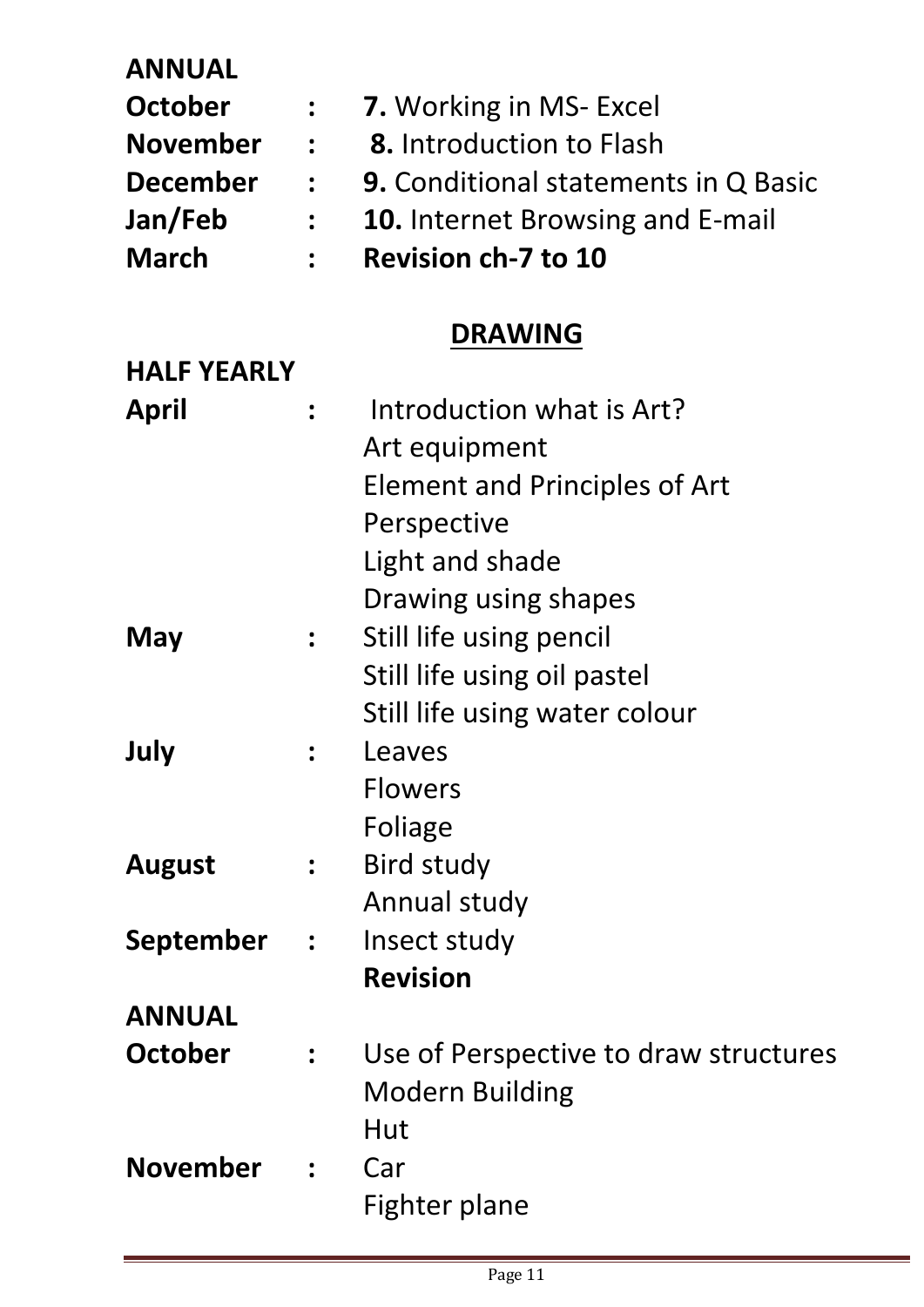**ANNUAL**

| | | |
|---|---|---|
| **October** | **:** | **7.** Working in MS- Excel |
| **November** | **:** | **8.** Introduction to Flash |
| **December** | **:** | **9.** Conditional statements in Q Basic |
| **Jan/Feb** | **:** | **10.** Internet Browsing and E-mail |
| **March** | **:** | **Revision ch-7 to 10** |

## DRAWING

**HALF YEARLY**

| | | |
|---|---|---|
| **April** | **:** | Introduction what is Art?<br>Art equipment<br>Element and Principles of Art<br>Perspective<br>Light and shade<br>Drawing using shapes |
| **May** | **:** | Still life using pencil<br>Still life using oil pastel<br>Still life using water colour |
| **July** | **:** | Leaves<br>Flowers<br>Foliage |
| **August** | **:** | Bird study<br>Annual study |
| **September** | **:** | Insect study<br>**Revision** |

**ANNUAL**

| | | |
|---|---|---|
| **October** | **:** | Use of Perspective to draw structures<br>Modern Building<br>Hut |
| **November** | **:** | Car<br>Fighter plane |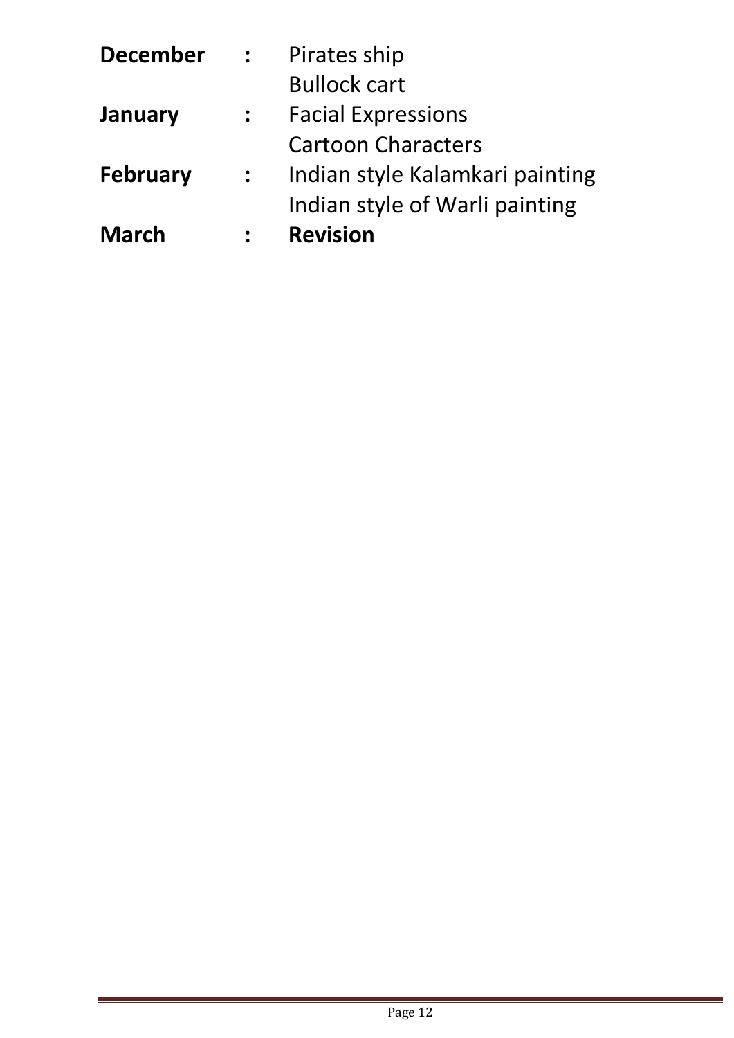| | | |
|---|---|---|
| **December** | **:** | Pirates ship |
| | | Bullock cart |
| **January** | **:** | Facial Expressions |
| | | Cartoon Characters |
| **February** | **:** | Indian style Kalamkari painting |
| | | Indian style of Warli painting |
| **March** | **:** | **Revision** |